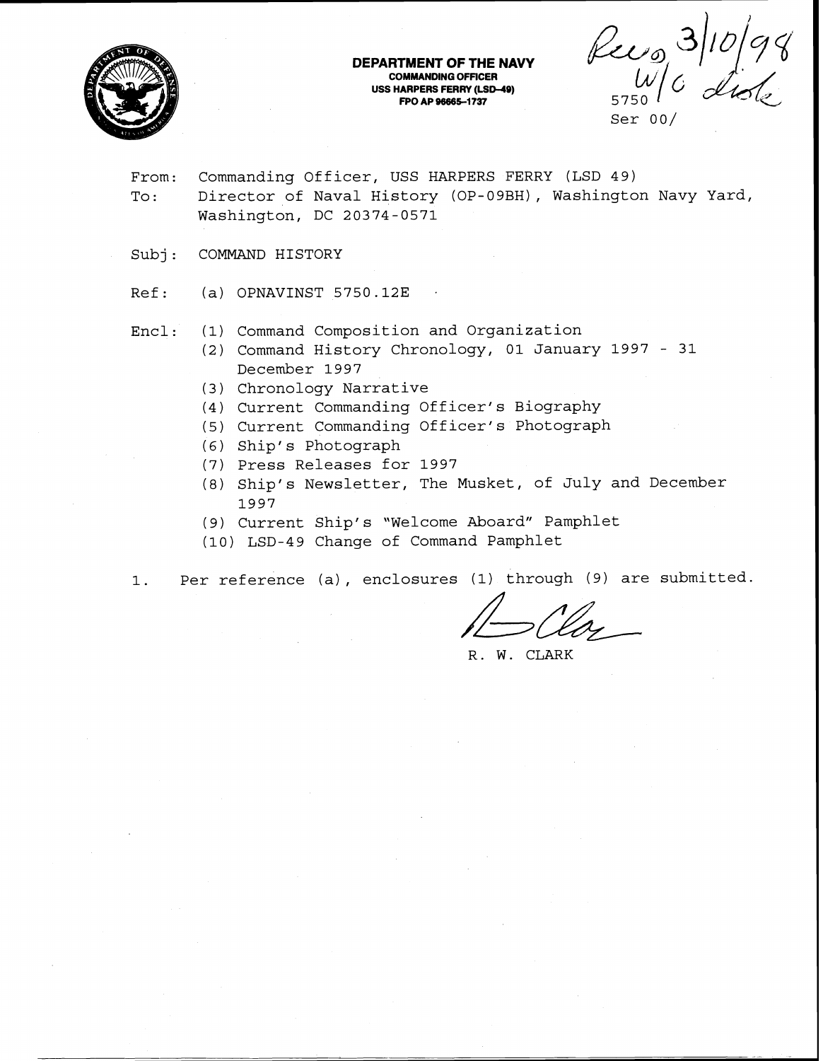**DEPARTMENT OF THE NAVY**
**COMMANDING OFFICER**
**USS HARPERS FERRY (LSD-49)**
**FPO AP 96665-1737**

Recd 3/10/98
W/O disk

5750
Ser 00/

From: Commanding Officer, USS HARPERS FERRY (LSD 49)
To: Director of Naval History (OP-09BH), Washington Navy Yard, Washington, DC 20374-0571

Subj: COMMAND HISTORY

Ref: (a) OPNAVINST 5750.12E

Encl: (1) Command Composition and Organization
(2) Command History Chronology, 01 January 1997 - 31 December 1997
(3) Chronology Narrative
(4) Current Commanding Officer's Biography
(5) Current Commanding Officer's Photograph
(6) Ship's Photograph
(7) Press Releases for 1997
(8) Ship's Newsletter, The Musket, of July and December 1997
(9) Current Ship's "Welcome Aboard" Pamphlet
(10) LSD-49 Change of Command Pamphlet

1. Per reference (a), enclosures (1) through (9) are submitted.

R. W. CLARK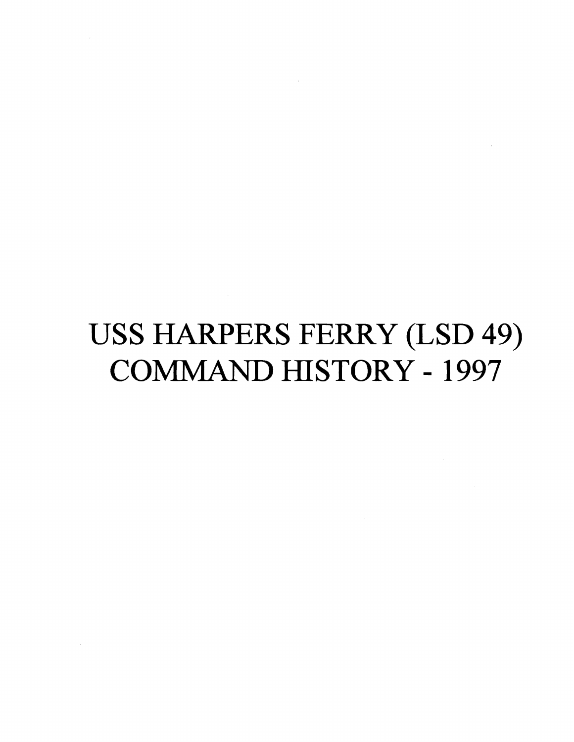# USS HARPERS FERRY (LSD 49) COMMAND HISTORY - 1997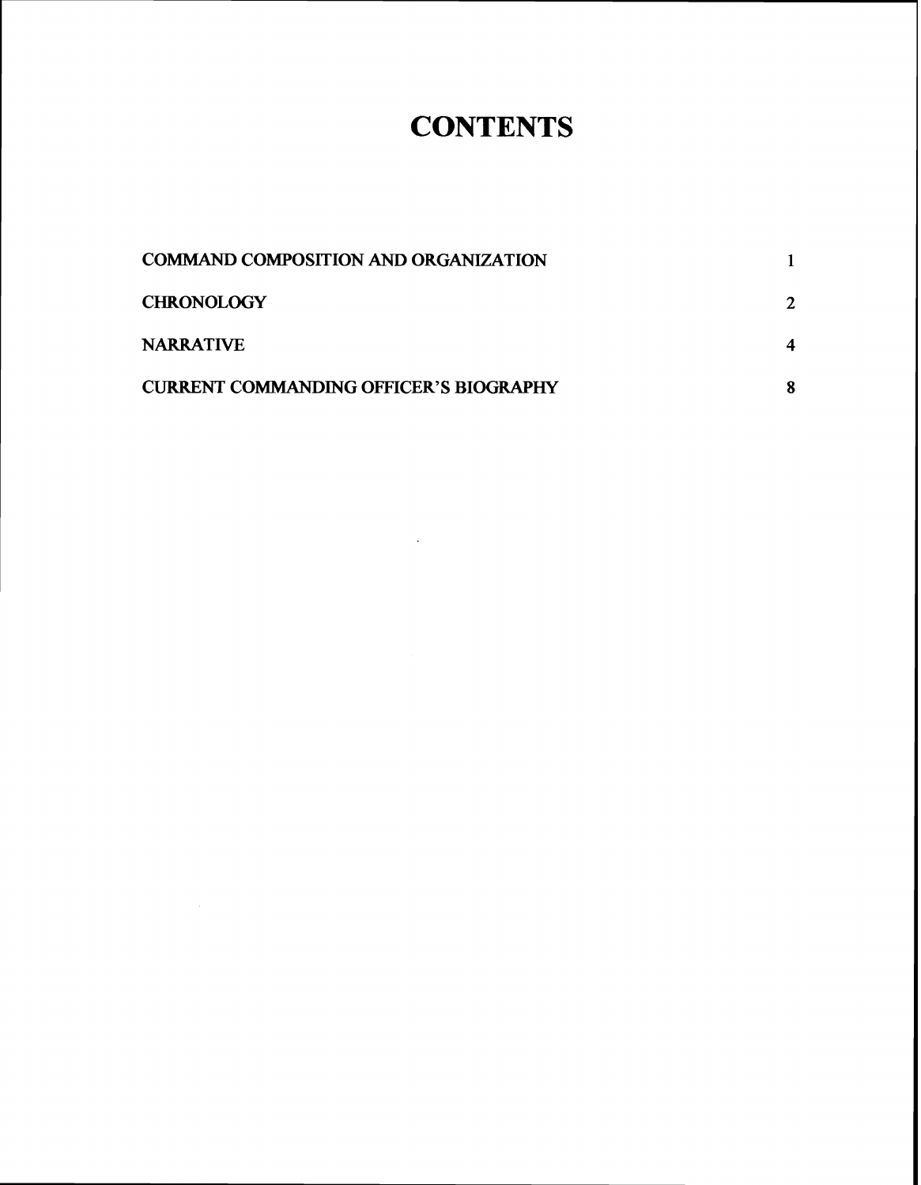# CONTENTS

| | |
|---|---|
| COMMAND COMPOSITION AND ORGANIZATION | 1 |
| CHRONOLOGY | 2 |
| NARRATIVE | 4 |
| CURRENT COMMANDING OFFICER'S BIOGRAPHY | 8 |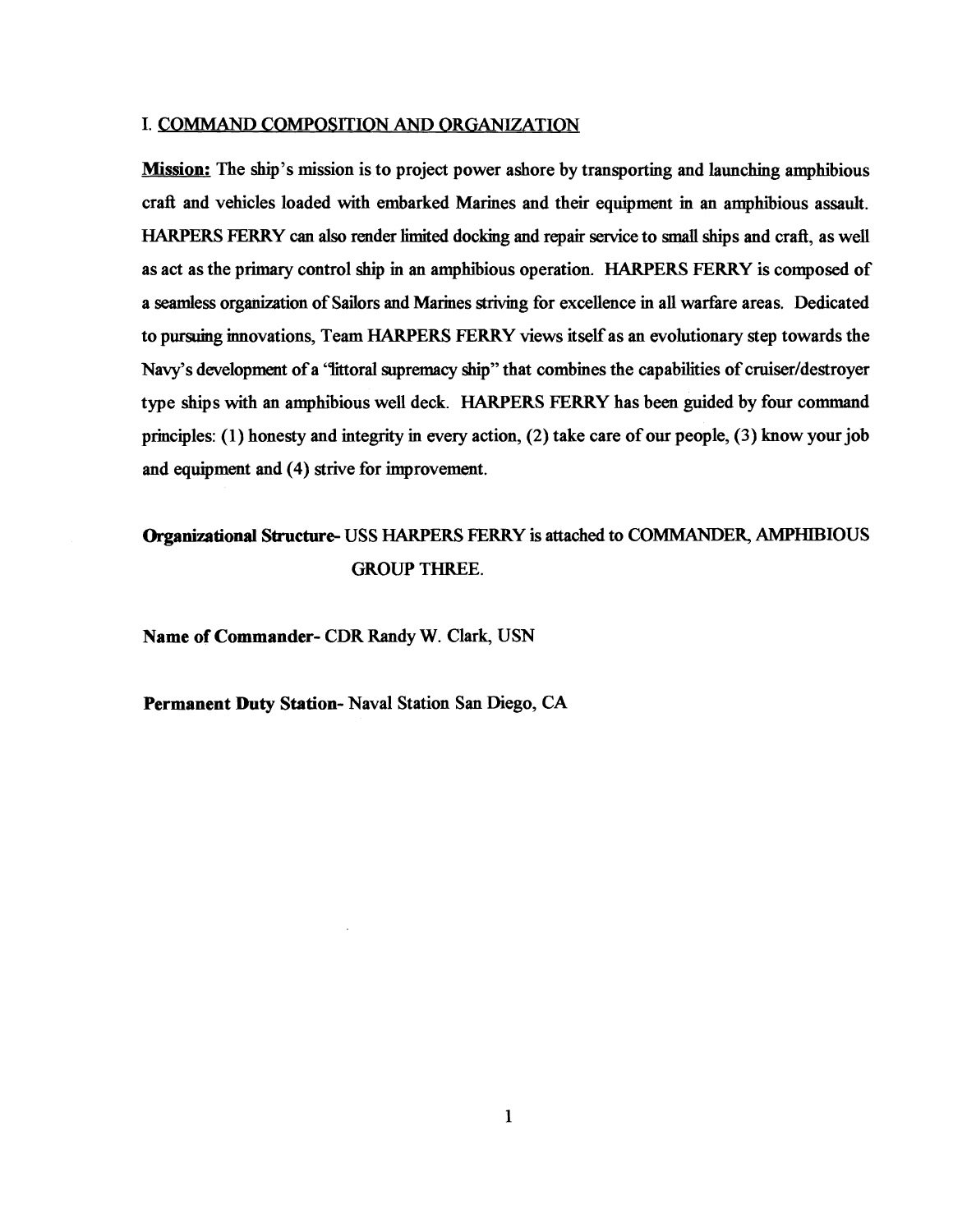## I. COMMAND COMPOSITION AND ORGANIZATION

**Mission:** The ship's mission is to project power ashore by transporting and launching amphibious craft and vehicles loaded with embarked Marines and their equipment in an amphibious assault. HARPERS FERRY can also render limited docking and repair service to small ships and craft, as well as act as the primary control ship in an amphibious operation. HARPERS FERRY is composed of a seamless organization of Sailors and Marines striving for excellence in all warfare areas. Dedicated to pursuing innovations, Team HARPERS FERRY views itself as an evolutionary step towards the Navy's development of a "littoral supremacy ship" that combines the capabilities of cruiser/destroyer type ships with an amphibious well deck. HARPERS FERRY has been guided by four command principles: (1) honesty and integrity in every action, (2) take care of our people, (3) know your job and equipment and (4) strive for improvement.

**Organizational Structure-** USS HARPERS FERRY is attached to COMMANDER, AMPHIBIOUS GROUP THREE.

**Name of Commander-** CDR Randy W. Clark, USN

**Permanent Duty Station-** Naval Station San Diego, CA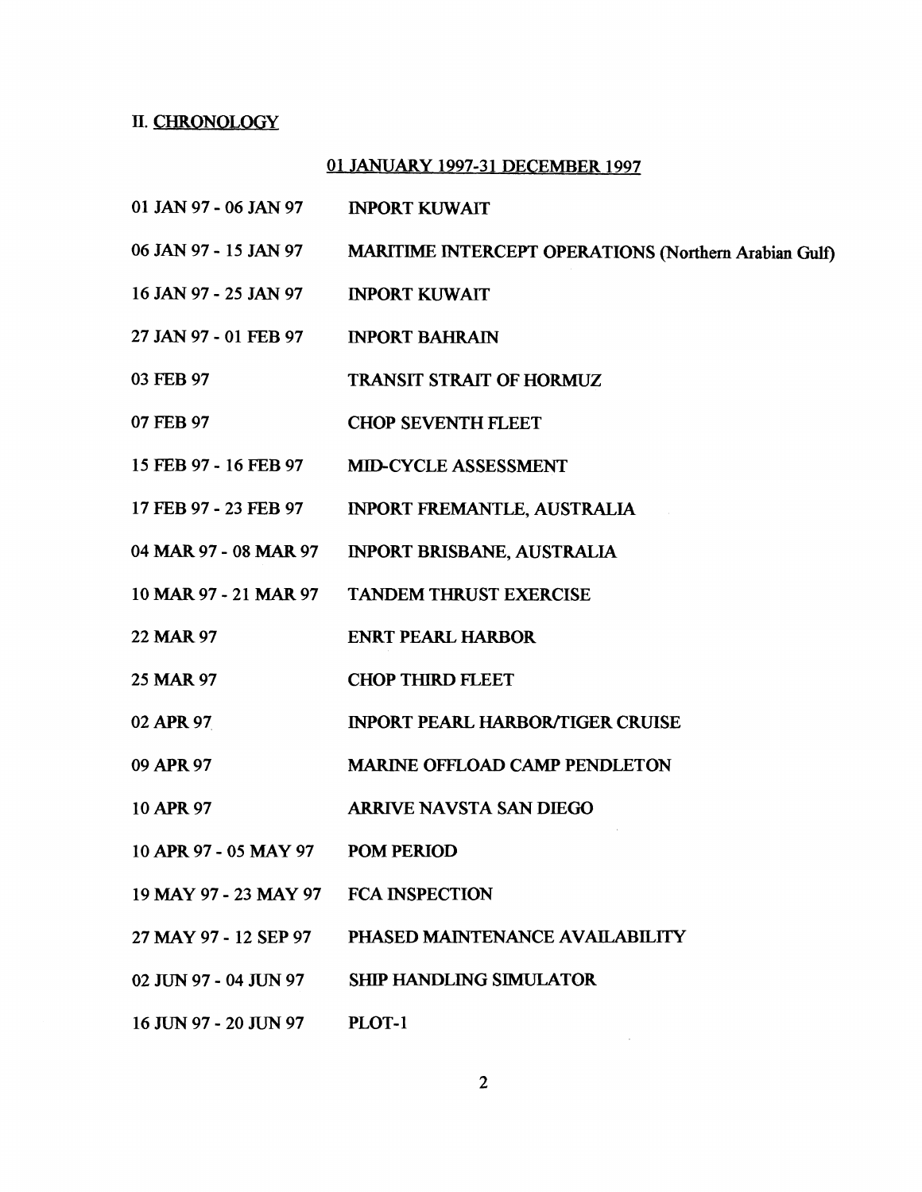## II. CHRONOLOGY

### 01 JANUARY 1997-31 DECEMBER 1997

| | |
|---|---|
| 01 JAN 97 - 06 JAN 97 | INPORT KUWAIT |
| 06 JAN 97 - 15 JAN 97 | MARITIME INTERCEPT OPERATIONS (Northern Arabian Gulf) |
| 16 JAN 97 - 25 JAN 97 | INPORT KUWAIT |
| 27 JAN 97 - 01 FEB 97 | INPORT BAHRAIN |
| 03 FEB 97 | TRANSIT STRAIT OF HORMUZ |
| 07 FEB 97 | CHOP SEVENTH FLEET |
| 15 FEB 97 - 16 FEB 97 | MID-CYCLE ASSESSMENT |
| 17 FEB 97 - 23 FEB 97 | INPORT FREMANTLE, AUSTRALIA |
| 04 MAR 97 - 08 MAR 97 | INPORT BRISBANE, AUSTRALIA |
| 10 MAR 97 - 21 MAR 97 | TANDEM THRUST EXERCISE |
| 22 MAR 97 | ENRT PEARL HARBOR |
| 25 MAR 97 | CHOP THIRD FLEET |
| 02 APR 97 | INPORT PEARL HARBOR/TIGER CRUISE |
| 09 APR 97 | MARINE OFFLOAD CAMP PENDLETON |
| 10 APR 97 | ARRIVE NAVSTA SAN DIEGO |
| 10 APR 97 - 05 MAY 97 | POM PERIOD |
| 19 MAY 97 - 23 MAY 97 | FCA INSPECTION |
| 27 MAY 97 - 12 SEP 97 | PHASED MAINTENANCE AVAILABILITY |
| 02 JUN 97 - 04 JUN 97 | SHIP HANDLING SIMULATOR |
| 16 JUN 97 - 20 JUN 97 | PLOT-1 |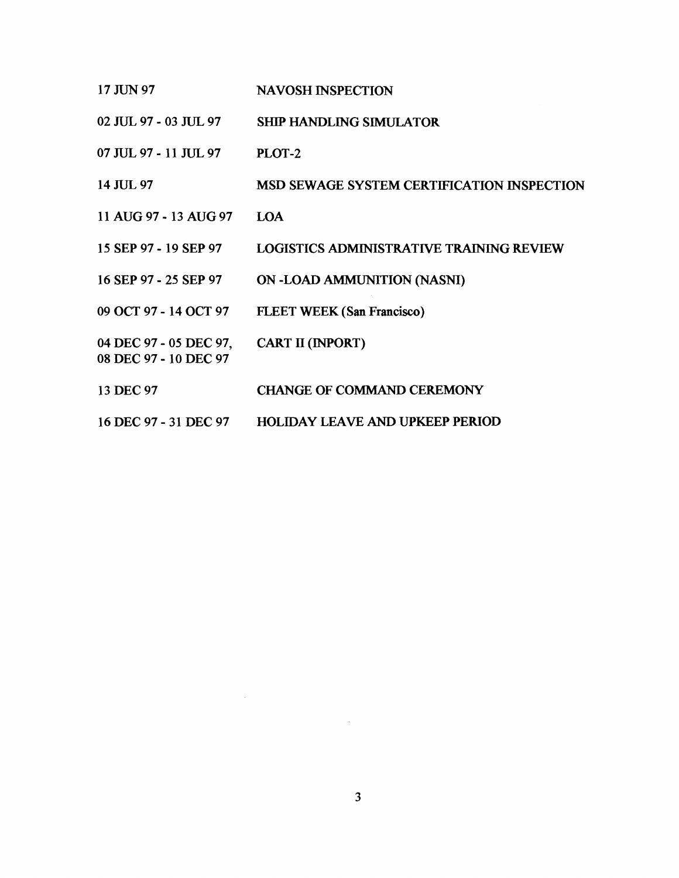| | |
|---|---|
| 17 JUN 97 | NAVOSH INSPECTION |
| 02 JUL 97 - 03 JUL 97 | SHIP HANDLING SIMULATOR |
| 07 JUL 97 - 11 JUL 97 | PLOT-2 |
| 14 JUL 97 | MSD SEWAGE SYSTEM CERTIFICATION INSPECTION |
| 11 AUG 97 - 13 AUG 97 | LOA |
| 15 SEP 97 - 19 SEP 97 | LOGISTICS ADMINISTRATIVE TRAINING REVIEW |
| 16 SEP 97 - 25 SEP 97 | ON -LOAD AMMUNITION (NASNI) |
| 09 OCT 97 - 14 OCT 97 | FLEET WEEK (San Francisco) |
| 04 DEC 97 - 05 DEC 97, 08 DEC 97 - 10 DEC 97 | CART II (INPORT) |
| 13 DEC 97 | CHANGE OF COMMAND CEREMONY |
| 16 DEC 97 - 31 DEC 97 | HOLIDAY LEAVE AND UPKEEP PERIOD |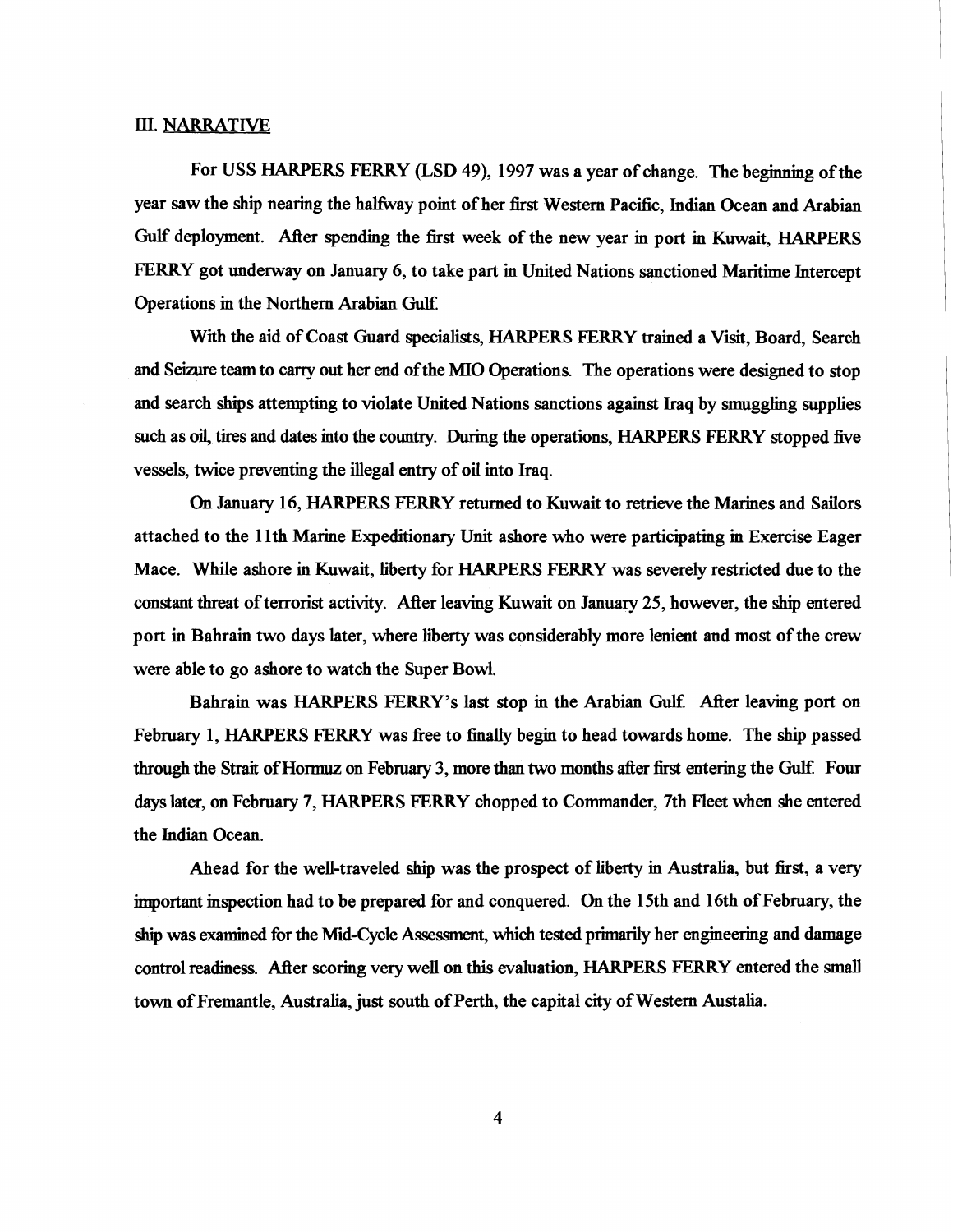## III. NARRATIVE

For USS HARPERS FERRY (LSD 49), 1997 was a year of change. The beginning of the year saw the ship nearing the halfway point of her first Western Pacific, Indian Ocean and Arabian Gulf deployment. After spending the first week of the new year in port in Kuwait, HARPERS FERRY got underway on January 6, to take part in United Nations sanctioned Maritime Intercept Operations in the Northern Arabian Gulf.

With the aid of Coast Guard specialists, HARPERS FERRY trained a Visit, Board, Search and Seizure team to carry out her end of the MIO Operations. The operations were designed to stop and search ships attempting to violate United Nations sanctions against Iraq by smuggling supplies such as oil, tires and dates into the country. During the operations, HARPERS FERRY stopped five vessels, twice preventing the illegal entry of oil into Iraq.

On January 16, HARPERS FERRY returned to Kuwait to retrieve the Marines and Sailors attached to the 11th Marine Expeditionary Unit ashore who were participating in Exercise Eager Mace. While ashore in Kuwait, liberty for HARPERS FERRY was severely restricted due to the constant threat of terrorist activity. After leaving Kuwait on January 25, however, the ship entered port in Bahrain two days later, where liberty was considerably more lenient and most of the crew were able to go ashore to watch the Super Bowl.

Bahrain was HARPERS FERRY's last stop in the Arabian Gulf. After leaving port on February 1, HARPERS FERRY was free to finally begin to head towards home. The ship passed through the Strait of Hormuz on February 3, more than two months after first entering the Gulf. Four days later, on February 7, HARPERS FERRY chopped to Commander, 7th Fleet when she entered the Indian Ocean.

Ahead for the well-traveled ship was the prospect of liberty in Australia, but first, a very important inspection had to be prepared for and conquered. On the 15th and 16th of February, the ship was examined for the Mid-Cycle Assessment, which tested primarily her engineering and damage control readiness. After scoring very well on this evaluation, HARPERS FERRY entered the small town of Fremantle, Australia, just south of Perth, the capital city of Western Austalia.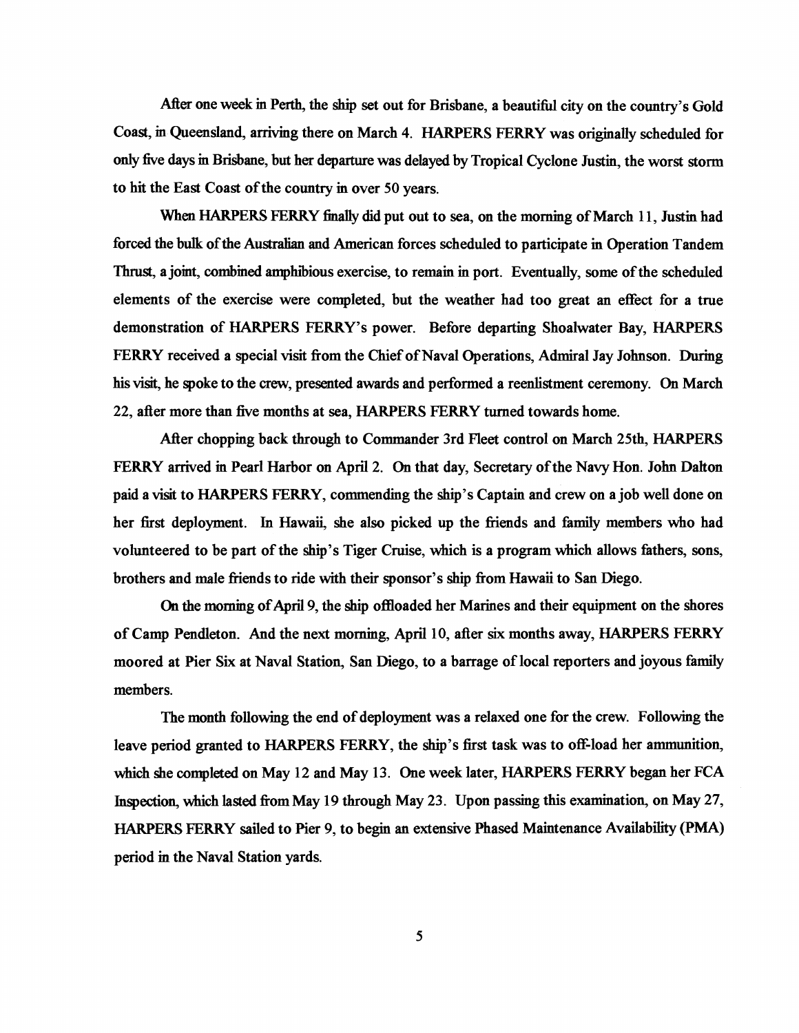After one week in Perth, the ship set out for Brisbane, a beautiful city on the country's Gold Coast, in Queensland, arriving there on March 4. HARPERS FERRY was originally scheduled for only five days in Brisbane, but her departure was delayed by Tropical Cyclone Justin, the worst storm to hit the East Coast of the country in over 50 years.

When HARPERS FERRY finally did put out to sea, on the morning of March 11, Justin had forced the bulk of the Australian and American forces scheduled to participate in Operation Tandem Thrust, a joint, combined amphibious exercise, to remain in port. Eventually, some of the scheduled elements of the exercise were completed, but the weather had too great an effect for a true demonstration of HARPERS FERRY's power. Before departing Shoalwater Bay, HARPERS FERRY received a special visit from the Chief of Naval Operations, Admiral Jay Johnson. During his visit, he spoke to the crew, presented awards and performed a reenlistment ceremony. On March 22, after more than five months at sea, HARPERS FERRY turned towards home.

After chopping back through to Commander 3rd Fleet control on March 25th, HARPERS FERRY arrived in Pearl Harbor on April 2. On that day, Secretary of the Navy Hon. John Dalton paid a visit to HARPERS FERRY, commending the ship's Captain and crew on a job well done on her first deployment. In Hawaii, she also picked up the friends and family members who had volunteered to be part of the ship's Tiger Cruise, which is a program which allows fathers, sons, brothers and male friends to ride with their sponsor's ship from Hawaii to San Diego.

On the morning of April 9, the ship offloaded her Marines and their equipment on the shores of Camp Pendleton. And the next morning, April 10, after six months away, HARPERS FERRY moored at Pier Six at Naval Station, San Diego, to a barrage of local reporters and joyous family members.

The month following the end of deployment was a relaxed one for the crew. Following the leave period granted to HARPERS FERRY, the ship's first task was to off-load her ammunition, which she completed on May 12 and May 13. One week later, HARPERS FERRY began her FCA Inspection, which lasted from May 19 through May 23. Upon passing this examination, on May 27, HARPERS FERRY sailed to Pier 9, to begin an extensive Phased Maintenance Availability (PMA) period in the Naval Station yards.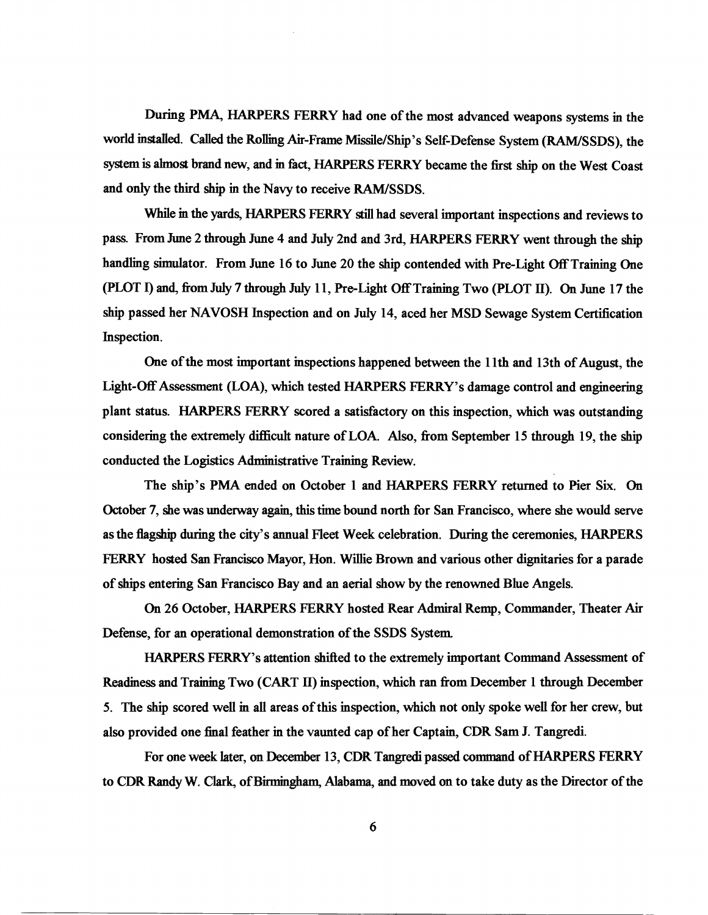During PMA, HARPERS FERRY had one of the most advanced weapons systems in the world installed. Called the Rolling Air-Frame Missile/Ship's Self-Defense System (RAM/SSDS), the system is almost brand new, and in fact, HARPERS FERRY became the first ship on the West Coast and only the third ship in the Navy to receive RAM/SSDS.

While in the yards, HARPERS FERRY still had several important inspections and reviews to pass. From June 2 through June 4 and July 2nd and 3rd, HARPERS FERRY went through the ship handling simulator. From June 16 to June 20 the ship contended with Pre-Light Off Training One (PLOT I) and, from July 7 through July 11, Pre-Light Off Training Two (PLOT II). On June 17 the ship passed her NAVOSH Inspection and on July 14, aced her MSD Sewage System Certification Inspection.

One of the most important inspections happened between the 11th and 13th of August, the Light-Off Assessment (LOA), which tested HARPERS FERRY's damage control and engineering plant status. HARPERS FERRY scored a satisfactory on this inspection, which was outstanding considering the extremely difficult nature of LOA. Also, from September 15 through 19, the ship conducted the Logistics Administrative Training Review.

The ship's PMA ended on October 1 and HARPERS FERRY returned to Pier Six. On October 7, she was underway again, this time bound north for San Francisco, where she would serve as the flagship during the city's annual Fleet Week celebration. During the ceremonies, HARPERS FERRY hosted San Francisco Mayor, Hon. Willie Brown and various other dignitaries for a parade of ships entering San Francisco Bay and an aerial show by the renowned Blue Angels.

On 26 October, HARPERS FERRY hosted Rear Admiral Remp, Commander, Theater Air Defense, for an operational demonstration of the SSDS System.

HARPERS FERRY's attention shifted to the extremely important Command Assessment of Readiness and Training Two (CART II) inspection, which ran from December 1 through December 5. The ship scored well in all areas of this inspection, which not only spoke well for her crew, but also provided one final feather in the vaunted cap of her Captain, CDR Sam J. Tangredi.

For one week later, on December 13, CDR Tangredi passed command of HARPERS FERRY to CDR Randy W. Clark, of Birmingham, Alabama, and moved on to take duty as the Director of the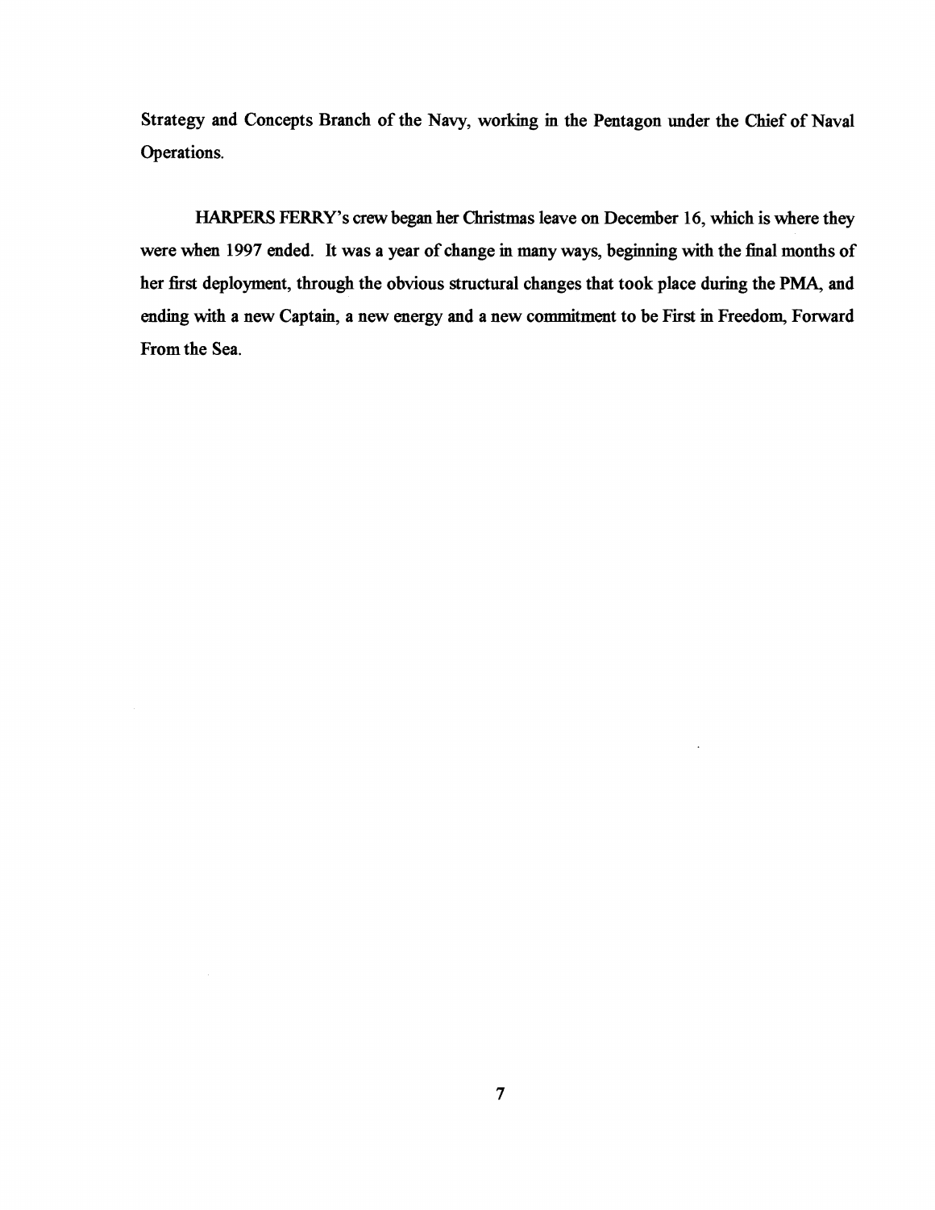Strategy and Concepts Branch of the Navy, working in the Pentagon under the Chief of Naval Operations.

HARPERS FERRY's crew began her Christmas leave on December 16, which is where they were when 1997 ended. It was a year of change in many ways, beginning with the final months of her first deployment, through the obvious structural changes that took place during the PMA, and ending with a new Captain, a new energy and a new commitment to be First in Freedom, Forward From the Sea.